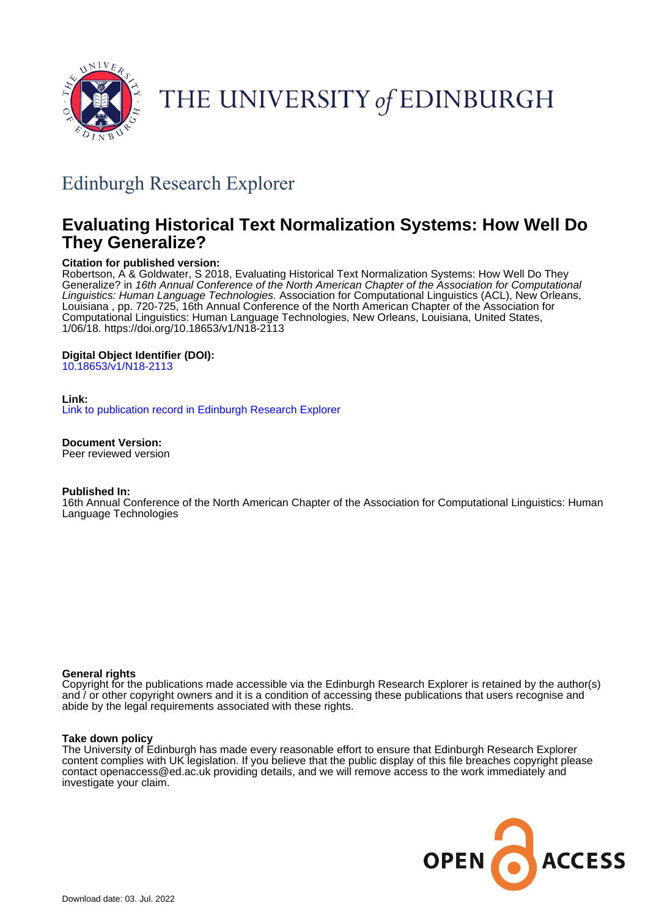THE UNIVERSITY of EDINBURGH

## Edinburgh Research Explorer

# Evaluating Historical Text Normalization Systems: How Well Do They Generalize?

**Citation for published version:**
Robertson, A & Goldwater, S 2018, Evaluating Historical Text Normalization Systems: How Well Do They Generalize? in *16th Annual Conference of the North American Chapter of the Association for Computational Linguistics: Human Language Technologies.* Association for Computational Linguistics (ACL), New Orleans, Louisiana , pp. 720-725, 16th Annual Conference of the North American Chapter of the Association for Computational Linguistics: Human Language Technologies, New Orleans, Louisiana, United States, 1/06/18. https://doi.org/10.18653/v1/N18-2113

**Digital Object Identifier (DOI):**
10.18653/v1/N18-2113

**Link:**
Link to publication record in Edinburgh Research Explorer

**Document Version:**
Peer reviewed version

**Published In:**
16th Annual Conference of the North American Chapter of the Association for Computational Linguistics: Human Language Technologies

**General rights**
Copyright for the publications made accessible via the Edinburgh Research Explorer is retained by the author(s) and / or other copyright owners and it is a condition of accessing these publications that users recognise and abide by the legal requirements associated with these rights.

**Take down policy**
The University of Edinburgh has made every reasonable effort to ensure that Edinburgh Research Explorer content complies with UK legislation. If you believe that the public display of this file breaches copyright please contact openaccess@ed.ac.uk providing details, and we will remove access to the work immediately and investigate your claim.

Download date: 03. Jul. 2022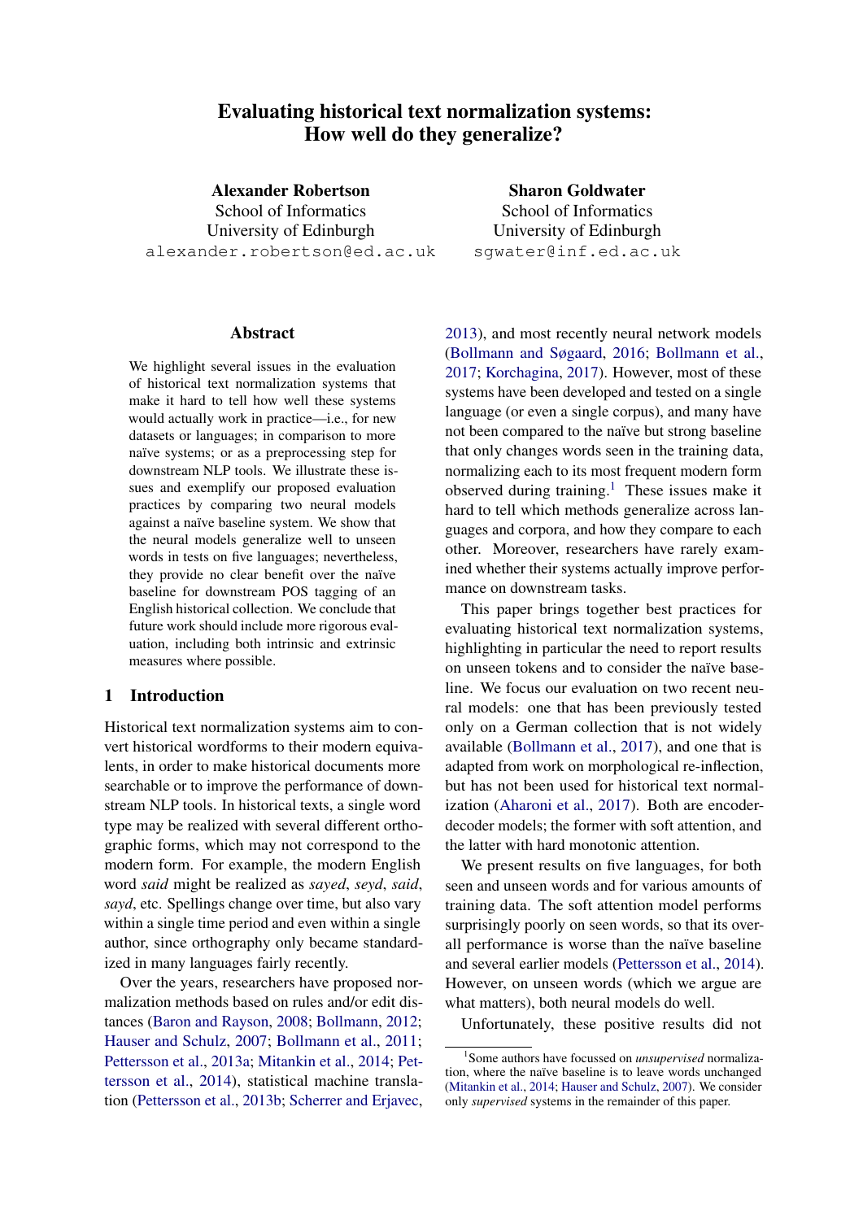# Evaluating historical text normalization systems: How well do they generalize?

**Alexander Robertson**
School of Informatics
University of Edinburgh
alexander.robertson@ed.ac.uk

**Sharon Goldwater**
School of Informatics
University of Edinburgh
sgwater@inf.ed.ac.uk

## Abstract

We highlight several issues in the evaluation of historical text normalization systems that make it hard to tell how well these systems would actually work in practice—i.e., for new datasets or languages; in comparison to more naïve systems; or as a preprocessing step for downstream NLP tools. We illustrate these issues and exemplify our proposed evaluation practices by comparing two neural models against a naïve baseline system. We show that the neural models generalize well to unseen words in tests on five languages; nevertheless, they provide no clear benefit over the naïve baseline for downstream POS tagging of an English historical collection. We conclude that future work should include more rigorous evaluation, including both intrinsic and extrinsic measures where possible.

## 1 Introduction

Historical text normalization systems aim to convert historical wordforms to their modern equivalents, in order to make historical documents more searchable or to improve the performance of downstream NLP tools. In historical texts, a single word type may be realized with several different orthographic forms, which may not correspond to the modern form. For example, the modern English word *said* might be realized as *sayed*, *seyd*, *said*, *sayd*, etc. Spellings change over time, but also vary within a single time period and even within a single author, since orthography only became standardized in many languages fairly recently.

Over the years, researchers have proposed normalization methods based on rules and/or edit distances (Baron and Rayson, 2008; Bollmann, 2012; Hauser and Schulz, 2007; Bollmann et al., 2011; Pettersson et al., 2013a; Mitankin et al., 2014; Pettersson et al., 2014), statistical machine translation (Pettersson et al., 2013b; Scherrer and Erjavec, 2013), and most recently neural network models (Bollmann and Søgaard, 2016; Bollmann et al., 2017; Korchagina, 2017). However, most of these systems have been developed and tested on a single language (or even a single corpus), and many have not been compared to the naïve but strong baseline that only changes words seen in the training data, normalizing each to its most frequent modern form observed during training.[1] These issues make it hard to tell which methods generalize across languages and corpora, and how they compare to each other. Moreover, researchers have rarely examined whether their systems actually improve performance on downstream tasks.

This paper brings together best practices for evaluating historical text normalization systems, highlighting in particular the need to report results on unseen tokens and to consider the naïve baseline. We focus our evaluation on two recent neural models: one that has been previously tested only on a German collection that is not widely available (Bollmann et al., 2017), and one that is adapted from work on morphological re-inflection, but has not been used for historical text normalization (Aharoni et al., 2017). Both are encoder-decoder models; the former with soft attention, and the latter with hard monotonic attention.

We present results on five languages, for both seen and unseen words and for various amounts of training data. The soft attention model performs surprisingly poorly on seen words, so that its overall performance is worse than the naïve baseline and several earlier models (Pettersson et al., 2014). However, on unseen words (which we argue are what matters), both neural models do well.

Unfortunately, these positive results did not

[1] Some authors have focussed on *unsupervised* normalization, where the naïve baseline is to leave words unchanged (Mitankin et al., 2014; Hauser and Schulz, 2007). We consider only *supervised* systems in the remainder of this paper.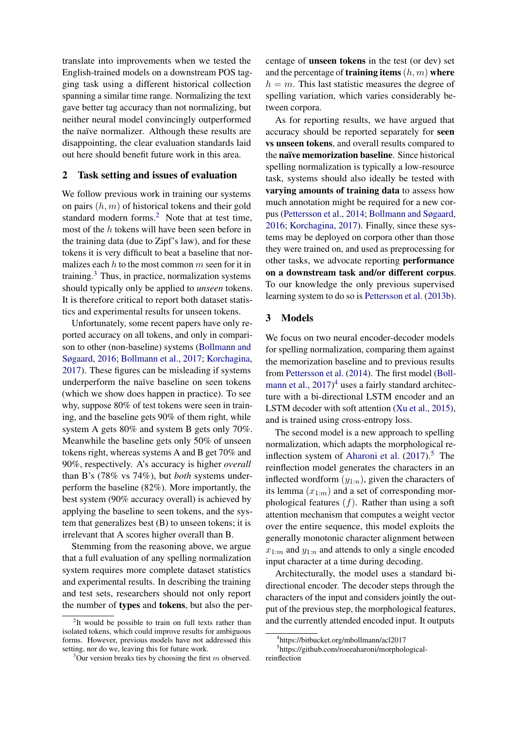translate into improvements when we tested the English-trained models on a downstream POS tagging task using a different historical collection spanning a similar time range. Normalizing the text gave better tag accuracy than not normalizing, but neither neural model convincingly outperformed the naïve normalizer. Although these results are disappointing, the clear evaluation standards laid out here should benefit future work in this area.

## 2 Task setting and issues of evaluation

We follow previous work in training our systems on pairs $(h, m)$ of historical tokens and their gold standard modern forms.[2] Note that at test time, most of the $h$ tokens will have been seen before in the training data (due to Zipf's law), and for these tokens it is very difficult to beat a baseline that normalizes each $h$ to the most common $m$ seen for it in training.[3] Thus, in practice, normalization systems should typically only be applied to *unseen* tokens. It is therefore critical to report both dataset statistics and experimental results for unseen tokens.

Unfortunately, some recent papers have only reported accuracy on all tokens, and only in comparison to other (non-baseline) systems (Bollmann and Søgaard, 2016; Bollmann et al., 2017; Korchagina, 2017). These figures can be misleading if systems underperform the naïve baseline on seen tokens (which we show does happen in practice). To see why, suppose 80% of test tokens were seen in training, and the baseline gets 90% of them right, while system A gets 80% and system B gets only 70%. Meanwhile the baseline gets only 50% of unseen tokens right, whereas systems A and B get 70% and 90%, respectively. A's accuracy is higher *overall* than B's (78% vs 74%), but *both* systems underperform the baseline (82%). More importantly, the best system (90% accuracy overall) is achieved by applying the baseline to seen tokens, and the system that generalizes best (B) to unseen tokens; it is irrelevant that A scores higher overall than B.

Stemming from the reasoning above, we argue that a full evaluation of any spelling normalization system requires more complete dataset statistics and experimental results. In describing the training and test sets, researchers should not only report the number of **types** and **tokens**, but also the percentage of **unseen tokens** in the test (or dev) set and the percentage of **training items** $(h, m)$ **where** $h = m$. This last statistic measures the degree of spelling variation, which varies considerably between corpora.

As for reporting results, we have argued that accuracy should be reported separately for **seen vs unseen tokens**, and overall results compared to the **naïve memorization baseline**. Since historical spelling normalization is typically a low-resource task, systems should also ideally be tested with **varying amounts of training data** to assess how much annotation might be required for a new corpus (Pettersson et al., 2014; Bollmann and Søgaard, 2016; Korchagina, 2017). Finally, since these systems may be deployed on corpora other than those they were trained on, and used as preprocessing for other tasks, we advocate reporting **performance on a downstream task and/or different corpus**. To our knowledge the only previous supervised learning system to do so is Pettersson et al. (2013b).

## 3 Models

We focus on two neural encoder-decoder models for spelling normalization, comparing them against the memorization baseline and to previous results from Pettersson et al. (2014). The first model (Bollmann et al., 2017)[4] uses a fairly standard architecture with a bi-directional LSTM encoder and an LSTM decoder with soft attention (Xu et al., 2015), and is trained using cross-entropy loss.

The second model is a new approach to spelling normalization, which adapts the morphological reinflection system of Aharoni et al. (2017).[5] The reinflection model generates the characters in an inflected wordform $(y_{1:n})$, given the characters of its lemma $(x_{1:m})$ and a set of corresponding morphological features $(f)$. Rather than using a soft attention mechanism that computes a weight vector over the entire sequence, this model exploits the generally monotonic character alignment between $x_{1:m}$ and $y_{1:n}$ and attends to only a single encoded input character at a time during decoding.

Architecturally, the model uses a standard bi-directional encoder. The decoder steps through the characters of the input and considers jointly the output of the previous step, the morphological features, and the currently attended encoded input. It outputs

[2] It would be possible to train on full texts rather than isolated tokens, which could improve results for ambiguous forms. However, previous models have not addressed this setting, nor do we, leaving this for future work.

[3] Our version breaks ties by choosing the first $m$ observed.

[4] https://bitbucket.org/mbollmann/acl2017

[5] https://github.com/roeeaharoni/morphological-reinflection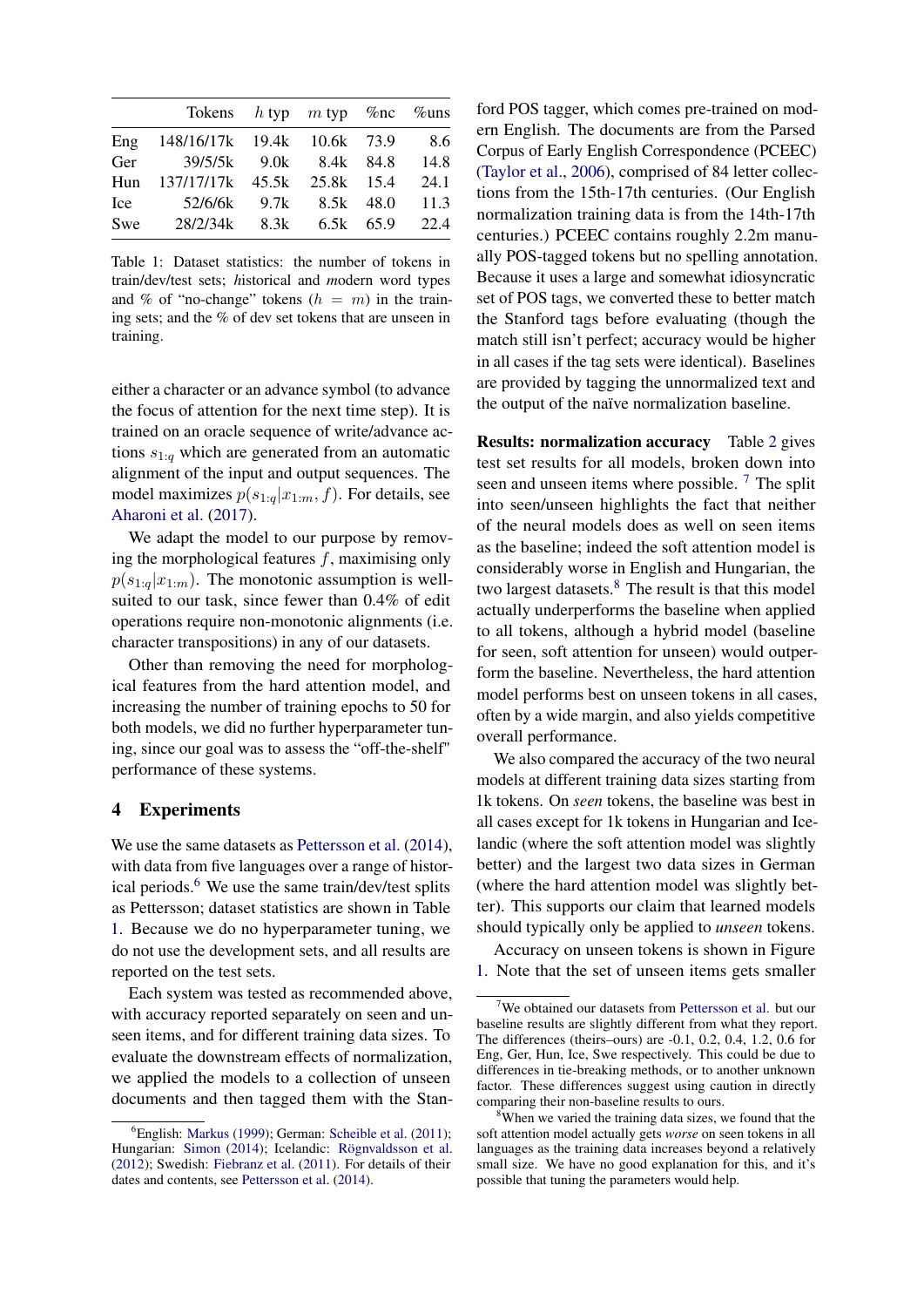| | Tokens | $h$ typ | $m$ typ | %nc | %uns |
|---|---|---|---|---|---|
| Eng | 148/16/17k | 19.4k | 10.6k | 73.9 | 8.6 |
| Ger | 39/5/5k | 9.0k | 8.4k | 84.8 | 14.8 |
| Hun | 137/17/17k | 45.5k | 25.8k | 15.4 | 24.1 |
| Ice | 52/6/6k | 9.7k | 8.5k | 48.0 | 11.3 |
| Swe | 28/2/34k | 8.3k | 6.5k | 65.9 | 22.4 |

Table 1: Dataset statistics: the number of tokens in train/dev/test sets; *h*istorical and *m*odern word types and % of "no-change" tokens ($h = m$) in the training sets; and the % of dev set tokens that are unseen in training.

either a character or an advance symbol (to advance the focus of attention for the next time step). It is trained on an oracle sequence of write/advance actions $s_{1:q}$ which are generated from an automatic alignment of the input and output sequences. The model maximizes $p(s_{1:q}|x_{1:m}, f)$. For details, see Aharoni et al. (2017).

We adapt the model to our purpose by removing the morphological features $f$, maximising only $p(s_{1:q}|x_{1:m})$. The monotonic assumption is well-suited to our task, since fewer than 0.4% of edit operations require non-monotonic alignments (i.e. character transpositions) in any of our datasets.

Other than removing the need for morphological features from the hard attention model, and increasing the number of training epochs to 50 for both models, we did no further hyperparameter tuning, since our goal was to assess the "off-the-shelf" performance of these systems.

## 4 Experiments

We use the same datasets as Pettersson et al. (2014), with data from five languages over a range of historical periods.[6] We use the same train/dev/test splits as Pettersson; dataset statistics are shown in Table 1. Because we do no hyperparameter tuning, we do not use the development sets, and all results are reported on the test sets.

Each system was tested as recommended above, with accuracy reported separately on seen and unseen items, and for different training data sizes. To evaluate the downstream effects of normalization, we applied the models to a collection of unseen documents and then tagged them with the Stanford POS tagger, which comes pre-trained on modern English. The documents are from the Parsed Corpus of Early English Correspondence (PCEEC) (Taylor et al., 2006), comprised of 84 letter collections from the 15th-17th centuries. (Our English normalization training data is from the 14th-17th centuries.) PCEEC contains roughly 2.2m manually POS-tagged tokens but no spelling annotation. Because it uses a large and somewhat idiosyncratic set of POS tags, we converted these to better match the Stanford tags before evaluating (though the match still isn't perfect; accuracy would be higher in all cases if the tag sets were identical). Baselines are provided by tagging the unnormalized text and the output of the naïve normalization baseline.

**Results: normalization accuracy** Table 2 gives test set results for all models, broken down into seen and unseen items where possible.[7] The split into seen/unseen highlights the fact that neither of the neural models does as well on seen items as the baseline; indeed the soft attention model is considerably worse in English and Hungarian, the two largest datasets.[8] The result is that this model actually underperforms the baseline when applied to all tokens, although a hybrid model (baseline for seen, soft attention for unseen) would outperform the baseline. Nevertheless, the hard attention model performs best on unseen tokens in all cases, often by a wide margin, and also yields competitive overall performance.

We also compared the accuracy of the two neural models at different training data sizes starting from 1k tokens. On *seen* tokens, the baseline was best in all cases except for 1k tokens in Hungarian and Icelandic (where the soft attention model was slightly better) and the largest two data sizes in German (where the hard attention model was slightly better). This supports our claim that learned models should typically only be applied to *unseen* tokens.

Accuracy on unseen tokens is shown in Figure 1. Note that the set of unseen items gets smaller

[6] English: Markus (1999); German: Scheible et al. (2011); Hungarian: Simon (2014); Icelandic: Rögnvaldsson et al. (2012); Swedish: Fiebranz et al. (2011). For details of their dates and contents, see Pettersson et al. (2014).

[7] We obtained our datasets from Pettersson et al. but our baseline results are slightly different from what they report. The differences (theirs–ours) are -0.1, 0.2, 0.4, 1.2, 0.6 for Eng, Ger, Hun, Ice, Swe respectively. This could be due to differences in tie-breaking methods, or to another unknown factor. These differences suggest using caution in directly comparing their non-baseline results to ours.

[8] When we varied the training data sizes, we found that the soft attention model actually gets *worse* on seen tokens in all languages as the training data increases beyond a relatively small size. We have no good explanation for this, and it's possible that tuning the parameters would help.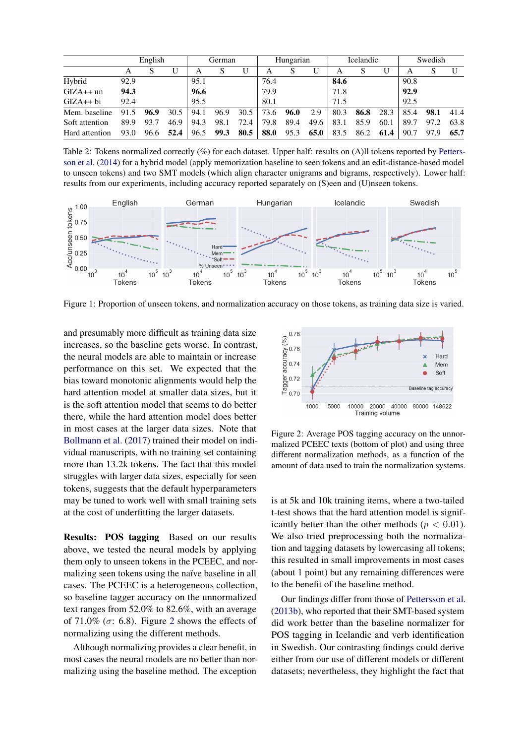|  | English |  |  | German |  |  | Hungarian |  |  | Icelandic |  |  | Swedish |  |  |
|---|---|---|---|---|---|---|---|---|---|---|---|---|---|---|---|
|  | A | S | U | A | S | U | A | S | U | A | S | U | A | S | U |
| Hybrid | 92.9 |  |  | 95.1 |  |  | 76.4 |  |  | **84.6** |  |  | 90.8 |  |  |
| GIZA++ un | **94.3** |  |  | **96.6** |  |  | 79.9 |  |  | 71.8 |  |  | **92.9** |  |  |
| GIZA++ bi | 92.4 |  |  | 95.5 |  |  | 80.1 |  |  | 71.5 |  |  | 92.5 |  |  |
| Mem. baseline | 91.5 | **96.9** | 30.5 | 94.1 | 96.9 | 30.5 | 73.6 | **96.0** | 2.9 | 80.3 | **86.8** | 28.3 | 85.4 | **98.1** | 41.4 |
| Soft attention | 89.9 | 93.7 | 46.9 | 94.3 | 98.1 | 72.4 | 79.8 | 89.4 | 49.6 | 83.1 | 85.9 | 60.1 | 89.7 | 97.2 | 63.8 |
| Hard attention | 93.0 | 96.6 | **52.4** | 96.5 | **99.3** | **80.5** | **88.0** | 95.3 | **65.0** | 83.5 | 86.2 | **61.4** | 90.7 | 97.9 | **65.7** |

Table 2: Tokens normalized correctly (%) for each dataset. Upper half: results on (A)ll tokens reported by Pettersson et al. (2014) for a hybrid model (apply memorization baseline to seen tokens and an edit-distance-based model to unseen tokens) and two SMT models (which align character unigrams and bigrams, respectively). Lower half: results from our experiments, including accuracy reported separately on (S)een and (U)nseen tokens.

Figure 1: Proportion of unseen tokens, and normalization accuracy on those tokens, as training data size is varied.

and presumably more difficult as training data size increases, so the baseline gets worse. In contrast, the neural models are able to maintain or increase performance on this set. We expected that the bias toward monotonic alignments would help the hard attention model at smaller data sizes, but it is the soft attention model that seems to do better there, while the hard attention model does better in most cases at the larger data sizes. Note that Bollmann et al. (2017) trained their model on individual manuscripts, with no training set containing more than 13.2k tokens. The fact that this model struggles with larger data sizes, especially for seen tokens, suggests that the default hyperparameters may be tuned to work well with small training sets at the cost of underfitting the larger datasets.

**Results: POS tagging** Based on our results above, we tested the neural models by applying them only to unseen tokens in the PCEEC, and normalizing seen tokens using the naïve baseline in all cases. The PCEEC is a heterogeneous collection, so baseline tagger accuracy on the unnormalized text ranges from 52.0% to 82.6%, with an average of 71.0% ($\sigma$: 6.8). Figure 2 shows the effects of normalizing using the different methods.

Although normalizing provides a clear benefit, in most cases the neural models are no better than normalizing using the baseline method. The exception

Figure 2: Average POS tagging accuracy on the unnormalized PCEEC texts (bottom of plot) and using three different normalization methods, as a function of the amount of data used to train the normalization systems.

is at 5k and 10k training items, where a two-tailed t-test shows that the hard attention model is significantly better than the other methods ($p < 0.01$). We also tried preprocessing both the normalization and tagging datasets by lowercasing all tokens; this resulted in small improvements in most cases (about 1 point) but any remaining differences were to the benefit of the baseline method.

Our findings differ from those of Pettersson et al. (2013b), who reported that their SMT-based system did work better than the baseline normalizer for POS tagging in Icelandic and verb identification in Swedish. Our contrasting findings could derive either from our use of different models or different datasets; nevertheless, they highlight the fact that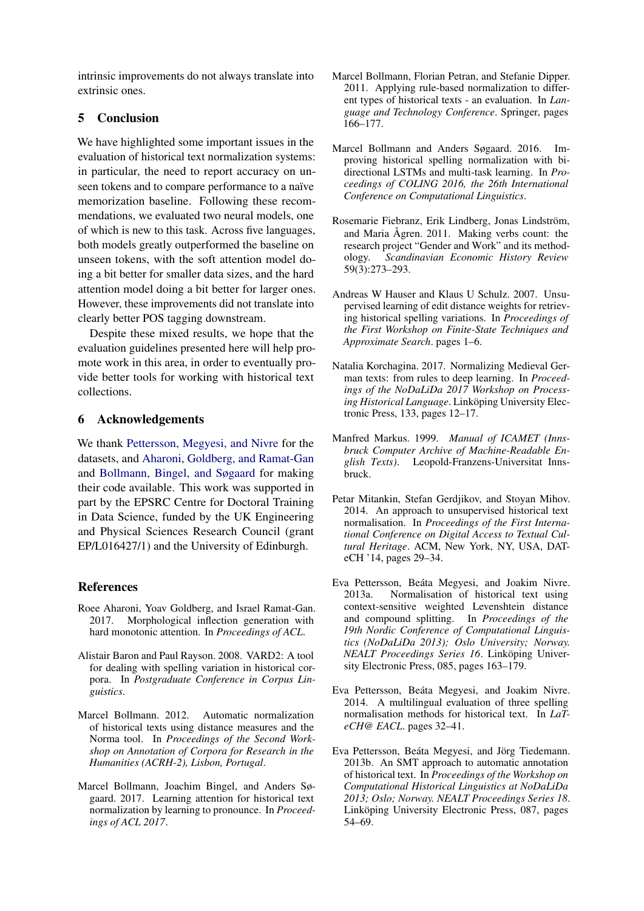intrinsic improvements do not always translate into extrinsic ones.

## 5 Conclusion

We have highlighted some important issues in the evaluation of historical text normalization systems: in particular, the need to report accuracy on unseen tokens and to compare performance to a naïve memorization baseline. Following these recommendations, we evaluated two neural models, one of which is new to this task. Across five languages, both models greatly outperformed the baseline on unseen tokens, with the soft attention model doing a bit better for smaller data sizes, and the hard attention model doing a bit better for larger ones. However, these improvements did not translate into clearly better POS tagging downstream.

Despite these mixed results, we hope that the evaluation guidelines presented here will help promote work in this area, in order to eventually provide better tools for working with historical text collections.

## 6 Acknowledgements

We thank Pettersson, Megyesi, and Nivre for the datasets, and Aharoni, Goldberg, and Ramat-Gan and Bollmann, Bingel, and Søgaard for making their code available. This work was supported in part by the EPSRC Centre for Doctoral Training in Data Science, funded by the UK Engineering and Physical Sciences Research Council (grant EP/L016427/1) and the University of Edinburgh.

## References

Roee Aharoni, Yoav Goldberg, and Israel Ramat-Gan. 2017. Morphological inflection generation with hard monotonic attention. In *Proceedings of ACL*.

Alistair Baron and Paul Rayson. 2008. VARD2: A tool for dealing with spelling variation in historical corpora. In *Postgraduate Conference in Corpus Linguistics*.

Marcel Bollmann. 2012. Automatic normalization of historical texts using distance measures and the Norma tool. In *Proceedings of the Second Workshop on Annotation of Corpora for Research in the Humanities (ACRH-2), Lisbon, Portugal*.

Marcel Bollmann, Joachim Bingel, and Anders Søgaard. 2017. Learning attention for historical text normalization by learning to pronounce. In *Proceedings of ACL 2017*.

Marcel Bollmann, Florian Petran, and Stefanie Dipper. 2011. Applying rule-based normalization to different types of historical texts - an evaluation. In *Language and Technology Conference*. Springer, pages 166–177.

Marcel Bollmann and Anders Søgaard. 2016. Improving historical spelling normalization with bidirectional LSTMs and multi-task learning. In *Proceedings of COLING 2016, the 26th International Conference on Computational Linguistics*.

Rosemarie Fiebranz, Erik Lindberg, Jonas Lindström, and Maria Ågren. 2011. Making verbs count: the research project "Gender and Work" and its methodology. *Scandinavian Economic History Review* 59(3):273–293.

Andreas W Hauser and Klaus U Schulz. 2007. Unsupervised learning of edit distance weights for retrieving historical spelling variations. In *Proceedings of the First Workshop on Finite-State Techniques and Approximate Search*. pages 1–6.

Natalia Korchagina. 2017. Normalizing Medieval German texts: from rules to deep learning. In *Proceedings of the NoDaLiDa 2017 Workshop on Processing Historical Language*. Linköping University Electronic Press, 133, pages 12–17.

Manfred Markus. 1999. *Manual of ICAMET (Innsbruck Computer Archive of Machine-Readable English Texts)*. Leopold-Franzens-Universitat Innsbruck.

Petar Mitankin, Stefan Gerdjikov, and Stoyan Mihov. 2014. An approach to unsupervised historical text normalisation. In *Proceedings of the First International Conference on Digital Access to Textual Cultural Heritage*. ACM, New York, NY, USA, DATeCH '14, pages 29–34.

Eva Pettersson, Beáta Megyesi, and Joakim Nivre. 2013a. Normalisation of historical text using context-sensitive weighted Levenshtein distance and compound splitting. In *Proceedings of the 19th Nordic Conference of Computational Linguistics (NoDaLiDa 2013); Oslo University; Norway. NEALT Proceedings Series 16*. Linköping University Electronic Press, 085, pages 163–179.

Eva Pettersson, Beáta Megyesi, and Joakim Nivre. 2014. A multilingual evaluation of three spelling normalisation methods for historical text. In *LaTeCH@ EACL*. pages 32–41.

Eva Pettersson, Beáta Megyesi, and Jörg Tiedemann. 2013b. An SMT approach to automatic annotation of historical text. In *Proceedings of the Workshop on Computational Historical Linguistics at NoDaLiDa 2013; Oslo; Norway. NEALT Proceedings Series 18*. Linköping University Electronic Press, 087, pages 54–69.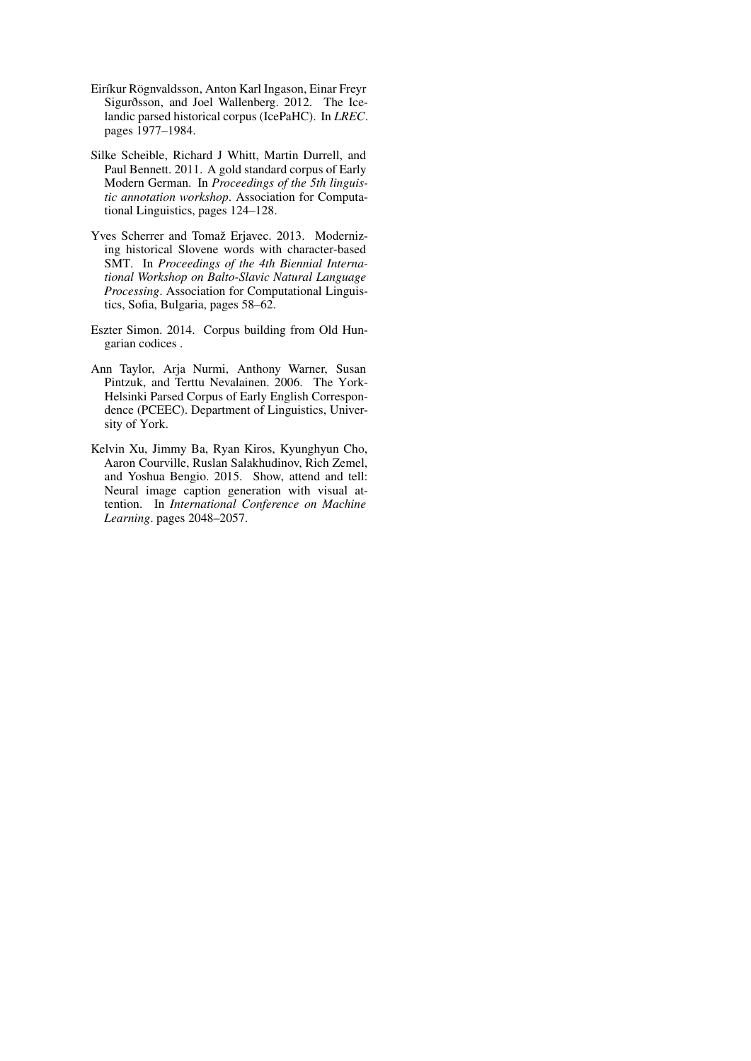Eiríkur Rögnvaldsson, Anton Karl Ingason, Einar Freyr Sigurðsson, and Joel Wallenberg. 2012. The Icelandic parsed historical corpus (IcePaHC). In *LREC*. pages 1977–1984.

Silke Scheible, Richard J Whitt, Martin Durrell, and Paul Bennett. 2011. A gold standard corpus of Early Modern German. In *Proceedings of the 5th linguistic annotation workshop*. Association for Computational Linguistics, pages 124–128.

Yves Scherrer and Tomaž Erjavec. 2013. Modernizing historical Slovene words with character-based SMT. In *Proceedings of the 4th Biennial International Workshop on Balto-Slavic Natural Language Processing*. Association for Computational Linguistics, Sofia, Bulgaria, pages 58–62.

Eszter Simon. 2014. Corpus building from Old Hungarian codices .

Ann Taylor, Arja Nurmi, Anthony Warner, Susan Pintzuk, and Terttu Nevalainen. 2006. The York-Helsinki Parsed Corpus of Early English Correspondence (PCEEC). Department of Linguistics, University of York.

Kelvin Xu, Jimmy Ba, Ryan Kiros, Kyunghyun Cho, Aaron Courville, Ruslan Salakhudinov, Rich Zemel, and Yoshua Bengio. 2015. Show, attend and tell: Neural image caption generation with visual attention. In *International Conference on Machine Learning*. pages 2048–2057.